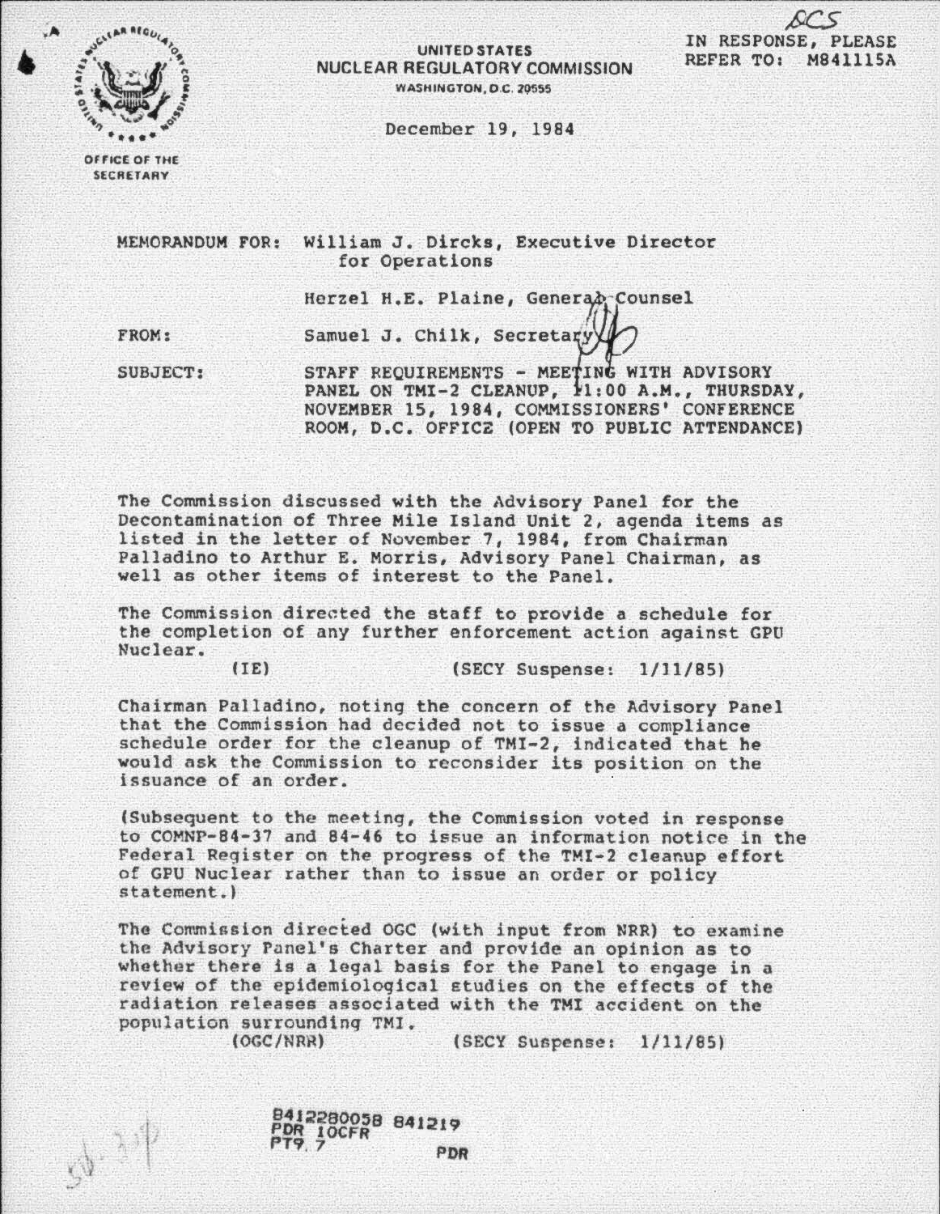UNITED STATES
NUCLEAR REGULATORY COMMISSION
WASHINGTON, D.C. 20555

OFFICE OF THE SECRETARY

DCS

IN RESPONSE, PLEASE REFER TO: M841115A

December 19, 1984

MEMORANDUM FOR: William J. Dircks, Executive Director for Operations

Herzel H.E. Plaine, General Counsel

FROM: Samuel J. Chilk, Secretary

SUBJECT: STAFF REQUIREMENTS - MEETING WITH ADVISORY PANEL ON TMI-2 CLEANUP, 11:00 A.M., THURSDAY, NOVEMBER 15, 1984, COMMISSIONERS' CONFERENCE ROOM, D.C. OFFICE (OPEN TO PUBLIC ATTENDANCE)

The Commission discussed with the Advisory Panel for the Decontamination of Three Mile Island Unit 2, agenda items as listed in the letter of November 7, 1984, from Chairman Palladino to Arthur E. Morris, Advisory Panel Chairman, as well as other items of interest to the Panel.

The Commission directed the staff to provide a schedule for the completion of any further enforcement action against GPU Nuclear.

(IE) (SECY Suspense: 1/11/85)

Chairman Palladino, noting the concern of the Advisory Panel that the Commission had decided not to issue a compliance schedule order for the cleanup of TMI-2, indicated that he would ask the Commission to reconsider its position on the issuance of an order.

(Subsequent to the meeting, the Commission voted in response to COMNP-84-37 and 84-46 to issue an information notice in the Federal Register on the progress of the TMI-2 cleanup effort of GPU Nuclear rather than to issue an order or policy statement.)

The Commission directed OGC (with input from NRR) to examine the Advisory Panel's Charter and provide an opinion as to whether there is a legal basis for the Panel to engage in a review of the epidemiological studies on the effects of the radiation releases associated with the TMI accident on the population surrounding TMI.

(OGC/NRR) (SECY Suspense: 1/11/85)

8412280058 841219
PDR 10CFR
PT9.7 PDR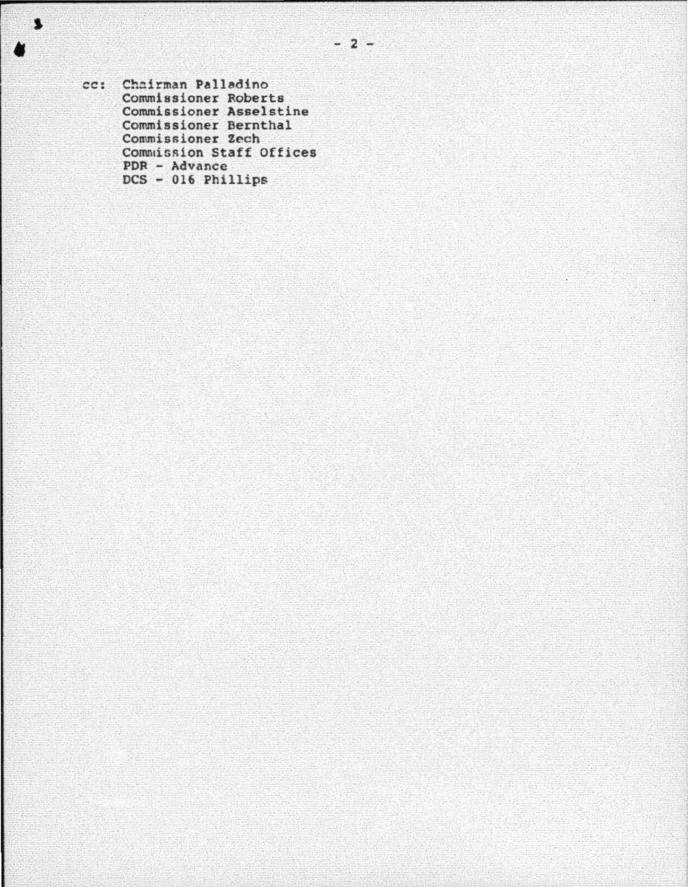cc: Chairman Palladino
Commissioner Roberts
Commissioner Asselstine
Commissioner Bernthal
Commissioner Zech
Commission Staff Offices
PDR - Advance
DCS - 016 Phillips